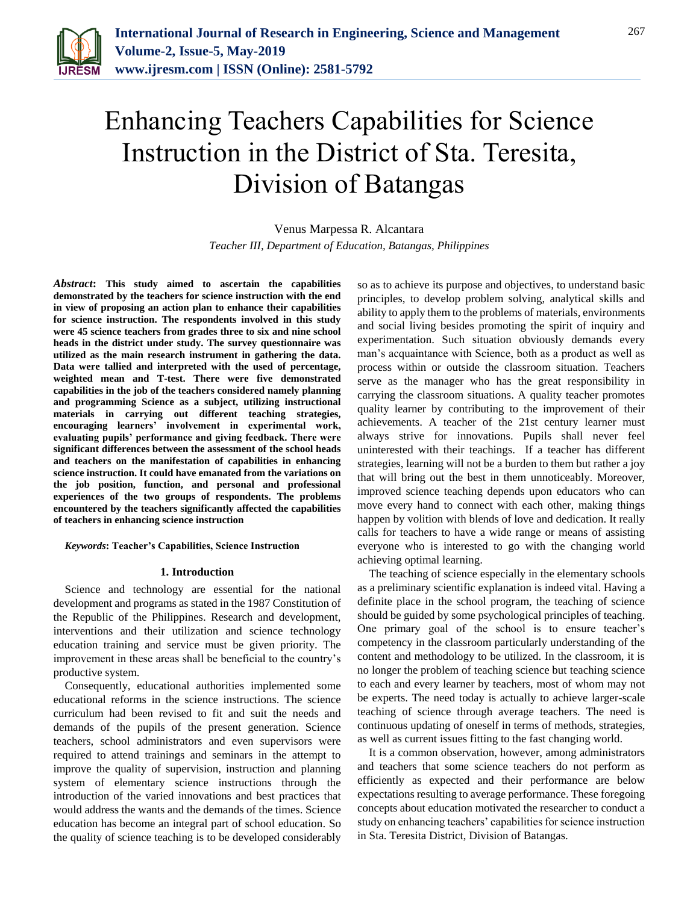# Enhancing Teachers Capabilities for Science Instruction in the District of Sta. Teresita, Division of Batangas

Venus Marpessa R. Alcantara

*Teacher III, Department of Education, Batangas, Philippines*

***Abstract*: This study aimed to ascertain the capabilities demonstrated by the teachers for science instruction with the end in view of proposing an action plan to enhance their capabilities for science instruction. The respondents involved in this study were 45 science teachers from grades three to six and nine school heads in the district under study. The survey questionnaire was utilized as the main research instrument in gathering the data. Data were tallied and interpreted with the used of percentage, weighted mean and T-test. There were five demonstrated capabilities in the job of the teachers considered namely planning and programming Science as a subject, utilizing instructional materials in carrying out different teaching strategies, encouraging learners' involvement in experimental work, evaluating pupils' performance and giving feedback. There were significant differences between the assessment of the school heads and teachers on the manifestation of capabilities in enhancing science instruction. It could have emanated from the variations on the job position, function, and personal and professional experiences of the two groups of respondents. The problems encountered by the teachers significantly affected the capabilities of teachers in enhancing science instruction**

***Keywords*: Teacher's Capabilities, Science Instruction**

## 1. Introduction

Science and technology are essential for the national development and programs as stated in the 1987 Constitution of the Republic of the Philippines. Research and development, interventions and their utilization and science technology education training and service must be given priority. The improvement in these areas shall be beneficial to the country's productive system.

Consequently, educational authorities implemented some educational reforms in the science instructions. The science curriculum had been revised to fit and suit the needs and demands of the pupils of the present generation. Science teachers, school administrators and even supervisors were required to attend trainings and seminars in the attempt to improve the quality of supervision, instruction and planning system of elementary science instructions through the introduction of the varied innovations and best practices that would address the wants and the demands of the times. Science education has become an integral part of school education. So the quality of science teaching is to be developed considerably so as to achieve its purpose and objectives, to understand basic principles, to develop problem solving, analytical skills and ability to apply them to the problems of materials, environments and social living besides promoting the spirit of inquiry and experimentation. Such situation obviously demands every man's acquaintance with Science, both as a product as well as process within or outside the classroom situation. Teachers serve as the manager who has the great responsibility in carrying the classroom situations. A quality teacher promotes quality learner by contributing to the improvement of their achievements. A teacher of the 21st century learner must always strive for innovations. Pupils shall never feel uninterested with their teachings. If a teacher has different strategies, learning will not be a burden to them but rather a joy that will bring out the best in them unnoticeably. Moreover, improved science teaching depends upon educators who can move every hand to connect with each other, making things happen by volition with blends of love and dedication. It really calls for teachers to have a wide range or means of assisting everyone who is interested to go with the changing world achieving optimal learning.

The teaching of science especially in the elementary schools as a preliminary scientific explanation is indeed vital. Having a definite place in the school program, the teaching of science should be guided by some psychological principles of teaching. One primary goal of the school is to ensure teacher's competency in the classroom particularly understanding of the content and methodology to be utilized. In the classroom, it is no longer the problem of teaching science but teaching science to each and every learner by teachers, most of whom may not be experts. The need today is actually to achieve larger-scale teaching of science through average teachers. The need is continuous updating of oneself in terms of methods, strategies, as well as current issues fitting to the fast changing world.

It is a common observation, however, among administrators and teachers that some science teachers do not perform as efficiently as expected and their performance are below expectations resulting to average performance. These foregoing concepts about education motivated the researcher to conduct a study on enhancing teachers' capabilities for science instruction in Sta. Teresita District, Division of Batangas.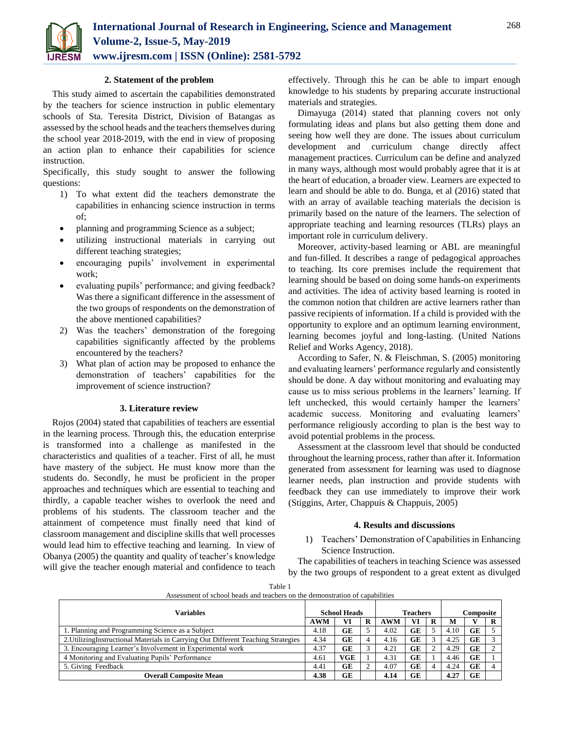## 2. Statement of the problem

This study aimed to ascertain the capabilities demonstrated by the teachers for science instruction in public elementary schools of Sta. Teresita District, Division of Batangas as assessed by the school heads and the teachers themselves during the school year 2018-2019, with the end in view of proposing an action plan to enhance their capabilities for science instruction.

Specifically, this study sought to answer the following questions:

1) To what extent did the teachers demonstrate the capabilities in enhancing science instruction in terms of;
   - planning and programming Science as a subject;
   - utilizing instructional materials in carrying out different teaching strategies;
   - encouraging pupils' involvement in experimental work;
   - evaluating pupils' performance; and giving feedback? Was there a significant difference in the assessment of the two groups of respondents on the demonstration of the above mentioned capabilities?
2) Was the teachers' demonstration of the foregoing capabilities significantly affected by the problems encountered by the teachers?
3) What plan of action may be proposed to enhance the demonstration of teachers' capabilities for the improvement of science instruction?

## 3. Literature review

Rojos (2004) stated that capabilities of teachers are essential in the learning process. Through this, the education enterprise is transformed into a challenge as manifested in the characteristics and qualities of a teacher. First of all, he must have mastery of the subject. He must know more than the students do. Secondly, he must be proficient in the proper approaches and techniques which are essential to teaching and thirdly, a capable teacher wishes to overlook the need and problems of his students. The classroom teacher and the attainment of competence must finally need that kind of classroom management and discipline skills that well processes would lead him to effective teaching and learning. In view of Obanya (2005) the quantity and quality of teacher's knowledge will give the teacher enough material and confidence to teach effectively. Through this he can be able to impart enough knowledge to his students by preparing accurate instructional materials and strategies.

Dimayuga (2014) stated that planning covers not only formulating ideas and plans but also getting them done and seeing how well they are done. The issues about curriculum development and curriculum change directly affect management practices. Curriculum can be define and analyzed in many ways, although most would probably agree that it is at the heart of education, a broader view. Learners are expected to learn and should be able to do. Bunga, et al (2016) stated that with an array of available teaching materials the decision is primarily based on the nature of the learners. The selection of appropriate teaching and learning resources (TLRs) plays an important role in curriculum delivery.

Moreover, activity-based learning or ABL are meaningful and fun-filled. It describes a range of pedagogical approaches to teaching. Its core premises include the requirement that learning should be based on doing some hands-on experiments and activities. The idea of activity based learning is rooted in the common notion that children are active learners rather than passive recipients of information. If a child is provided with the opportunity to explore and an optimum learning environment, learning becomes joyful and long-lasting. (United Nations Relief and Works Agency, 2018).

According to Safer, N. & Fleischman, S. (2005) monitoring and evaluating learners' performance regularly and consistently should be done. A day without monitoring and evaluating may cause us to miss serious problems in the learners' learning. If left unchecked, this would certainly hamper the learners' academic success. Monitoring and evaluating learners' performance religiously according to plan is the best way to avoid potential problems in the process.

Assessment at the classroom level that should be conducted throughout the learning process, rather than after it. Information generated from assessment for learning was used to diagnose learner needs, plan instruction and provide students with feedback they can use immediately to improve their work (Stiggins, Arter, Chappuis & Chappuis, 2005)

## 4. Results and discussions

1) Teachers' Demonstration of Capabilities in Enhancing Science Instruction.

The capabilities of teachers in teaching Science was assessed by the two groups of respondent to a great extent as divulged

Table 1
Assessment of school heads and teachers on the demonstration of capabilities

| Variables | School Heads | | | Teachers | | | Composite | | |
|---|---|---|---|---|---|---|---|---|---|
| | AWM | VI | R | AWM | VI | R | M | V | R |
| 1. Planning and Programming Science as a Subject | 4.18 | GE | 5 | 4.02 | GE | 5 | 4.10 | GE | 5 |
| 2.UtilizingInstructional Materials in Carrying Out Different Teaching Strategies | 4.34 | GE | 4 | 4.16 | GE | 3 | 4.25 | GE | 3 |
| 3. Encouraging Learner's Involvement in Experimental work | 4.37 | GE | 3 | 4.21 | GE | 2 | 4.29 | GE | 2 |
| 4 Monitoring and Evaluating Pupils' Performance | 4.61 | VGE | 1 | 4.31 | GE | 1 | 4.46 | GE | 1 |
| 5. Giving Feedback | 4.41 | GE | 2 | 4.07 | GE | 4 | 4.24 | GE | 4 |
| **Overall Composite Mean** | **4.38** | **GE** | | **4.14** | **GE** | | **4.27** | **GE** | |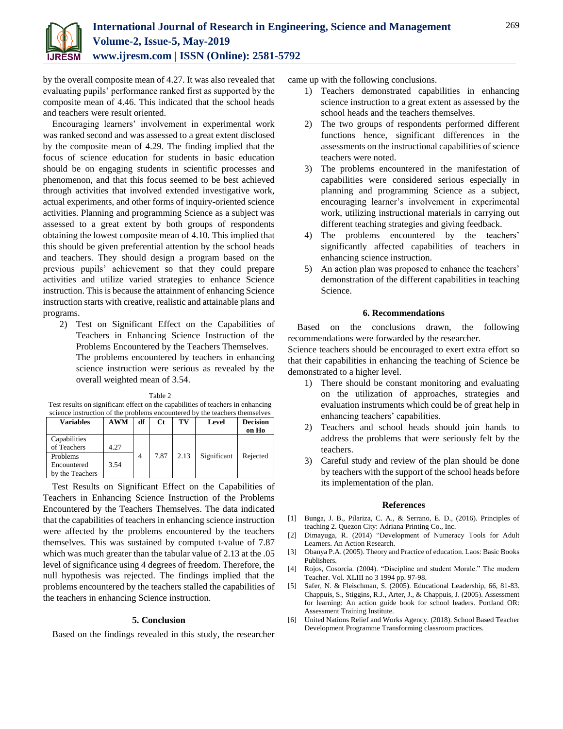by the overall composite mean of 4.27. It was also revealed that evaluating pupils' performance ranked first as supported by the composite mean of 4.46. This indicated that the school heads and teachers were result oriented.

Encouraging learners' involvement in experimental work was ranked second and was assessed to a great extent disclosed by the composite mean of 4.29. The finding implied that the focus of science education for students in basic education should be on engaging students in scientific processes and phenomenon, and that this focus seemed to be best achieved through activities that involved extended investigative work, actual experiments, and other forms of inquiry-oriented science activities. Planning and programming Science as a subject was assessed to a great extent by both groups of respondents obtaining the lowest composite mean of 4.10. This implied that this should be given preferential attention by the school heads and teachers. They should design a program based on the previous pupils' achievement so that they could prepare activities and utilize varied strategies to enhance Science instruction. This is because the attainment of enhancing Science instruction starts with creative, realistic and attainable plans and programs.

2) Test on Significant Effect on the Capabilities of Teachers in Enhancing Science Instruction of the Problems Encountered by the Teachers Themselves.

The problems encountered by teachers in enhancing science instruction were serious as revealed by the overall weighted mean of 3.54.

Table 2
Test results on significant effect on the capabilities of teachers in enhancing science instruction of the problems encountered by the teachers themselves

| Variables | AWM | df | Ct | TV | Level | Decision on Ho |
|---|---|---|---|---|---|---|
| Capabilities of Teachers | 4.27 | 4 | 7.87 | 2.13 | Significant | Rejected |
| Problems Encountered by the Teachers | 3.54 | | | | | |

Test Results on Significant Effect on the Capabilities of Teachers in Enhancing Science Instruction of the Problems Encountered by the Teachers Themselves. The data indicated that the capabilities of teachers in enhancing science instruction were affected by the problems encountered by the teachers themselves. This was sustained by computed t-value of 7.87 which was much greater than the tabular value of 2.13 at the .05 level of significance using 4 degrees of freedom. Therefore, the null hypothesis was rejected. The findings implied that the problems encountered by the teachers stalled the capabilities of the teachers in enhancing Science instruction.

## 5. Conclusion

Based on the findings revealed in this study, the researcher came up with the following conclusions.

1) Teachers demonstrated capabilities in enhancing science instruction to a great extent as assessed by the school heads and the teachers themselves.
2) The two groups of respondents performed different functions hence, significant differences in the assessments on the instructional capabilities of science teachers were noted.
3) The problems encountered in the manifestation of capabilities were considered serious especially in planning and programming Science as a subject, encouraging learner's involvement in experimental work, utilizing instructional materials in carrying out different teaching strategies and giving feedback.
4) The problems encountered by the teachers' significantly affected capabilities of teachers in enhancing science instruction.
5) An action plan was proposed to enhance the teachers' demonstration of the different capabilities in teaching Science.

## 6. Recommendations

Based on the conclusions drawn, the following recommendations were forwarded by the researcher.

Science teachers should be encouraged to exert extra effort so that their capabilities in enhancing the teaching of Science be demonstrated to a higher level.

1) There should be constant monitoring and evaluating on the utilization of approaches, strategies and evaluation instruments which could be of great help in enhancing teachers' capabilities.
2) Teachers and school heads should join hands to address the problems that were seriously felt by the teachers.
3) Careful study and review of the plan should be done by teachers with the support of the school heads before its implementation of the plan.

## References

[1] Bunga, J. B., Pilariza, C. A., & Serrano, E. D., (2016). Principles of teaching 2. Quezon City: Adriana Printing Co., Inc.

[2] Dimayuga, R. (2014) "Development of Numeracy Tools for Adult Learners. An Action Research.

[3] Obanya P.A. (2005). Theory and Practice of education. Laos: Basic Books Publishers.

[4] Rojos, Cosorcia. (2004). "Discipline and student Morale." The modern Teacher. Vol. XLIII no 3 1994 pp. 97-98.

[5] Safer, N. & Fleischman, S. (2005). Educational Leadership, 66, 81-83. Chappuis, S., Stiggins, R.J., Arter, J., & Chappuis, J. (2005). Assessment for learning: An action guide book for school leaders. Portland OR: Assessment Training Institute.

[6] United Nations Relief and Works Agency. (2018). School Based Teacher Development Programme Transforming classroom practices.